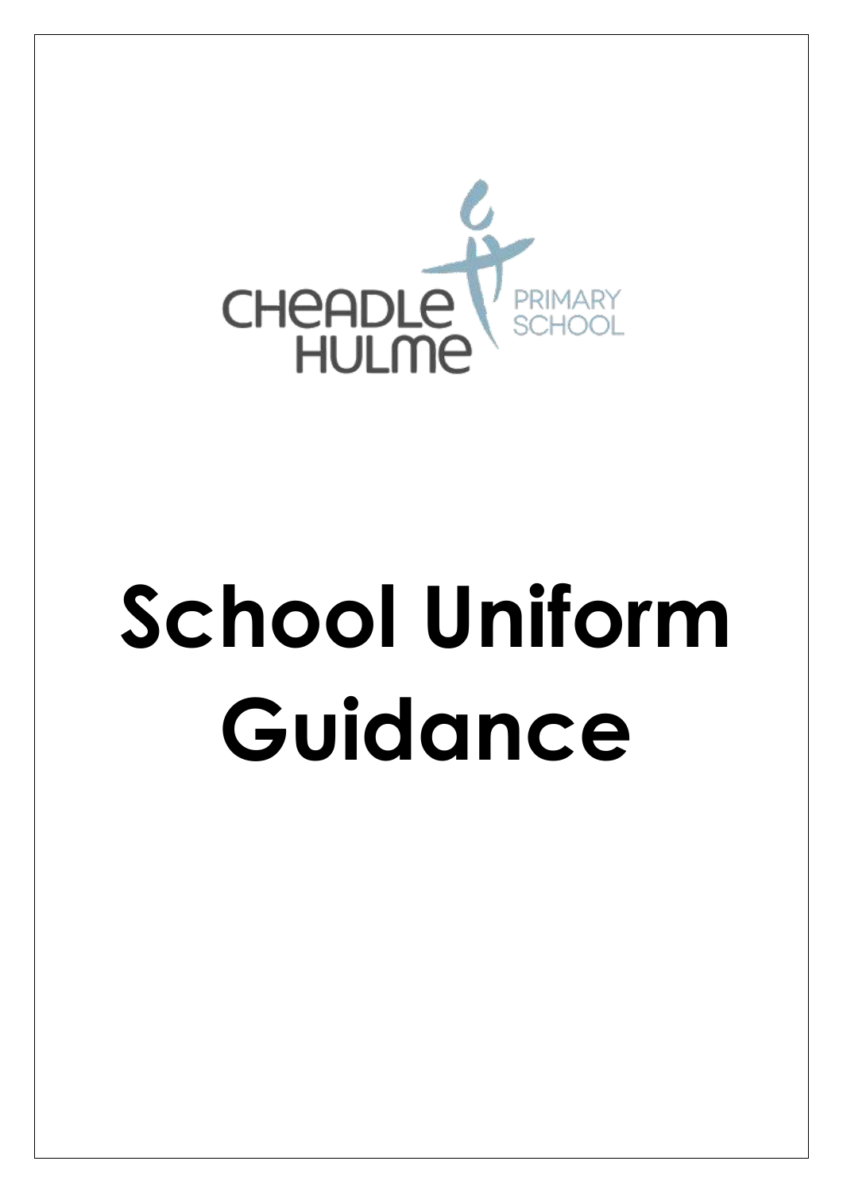CHEADLE HULME PRIMARY SCHOOL

# School Uniform Guidance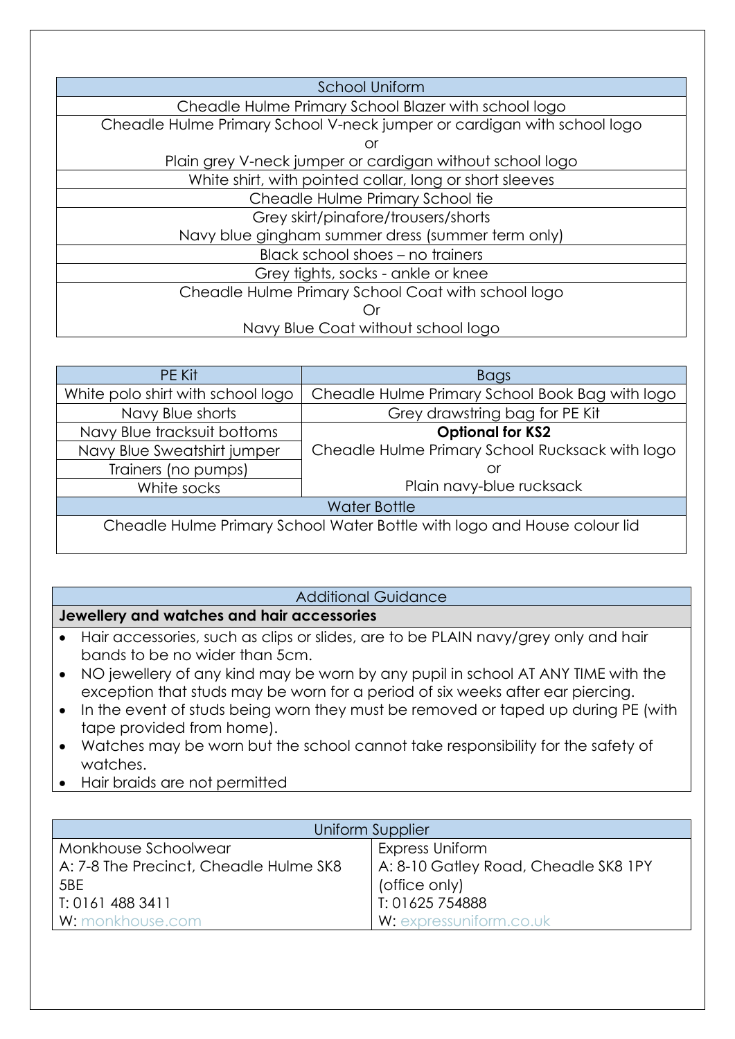| School Uniform |
|---|
| Cheadle Hulme Primary School Blazer with school logo |
| Cheadle Hulme Primary School V-neck jumper or cardigan with school logo<br>or<br>Plain grey V-neck jumper or cardigan without school logo |
| White shirt, with pointed collar, long or short sleeves |
| Cheadle Hulme Primary School tie |
| Grey skirt/pinafore/trousers/shorts<br>Navy blue gingham summer dress (summer term only) |
| Black school shoes – no trainers |
| Grey tights, socks - ankle or knee |
| Cheadle Hulme Primary School Coat with school logo<br>Or<br>Navy Blue Coat without school logo |

| PE Kit | Bags |
|---|---|
| White polo shirt with school logo | Cheadle Hulme Primary School Book Bag with logo |
| Navy Blue shorts | Grey drawstring bag for PE Kit |
| Navy Blue tracksuit bottoms | **Optional for KS2**<br>Cheadle Hulme Primary School Rucksack with logo<br>or<br>Plain navy-blue rucksack |
| Navy Blue Sweatshirt jumper | |
| Trainers (no pumps) | |
| White socks | |
| Water Bottle | |
| Cheadle Hulme Primary School Water Bottle with logo and House colour lid | |

## Additional Guidance

**Jewellery and watches and hair accessories**

- Hair accessories, such as clips or slides, are to be PLAIN navy/grey only and hair bands to be no wider than 5cm.
- NO jewellery of any kind may be worn by any pupil in school AT ANY TIME with the exception that studs may be worn for a period of six weeks after ear piercing.
- In the event of studs being worn they must be removed or taped up during PE (with tape provided from home).
- Watches may be worn but the school cannot take responsibility for the safety of watches.
- Hair braids are not permitted

| Uniform Supplier | |
|---|---|
| Monkhouse Schoolwear<br>A: 7-8 The Precinct, Cheadle Hulme SK8 5BE<br>T: 0161 488 3411<br>W: monkhouse.com | Express Uniform<br>A: 8-10 Gatley Road, Cheadle SK8 1PY (office only)<br>T: 01625 754888<br>W: expressuniform.co.uk |